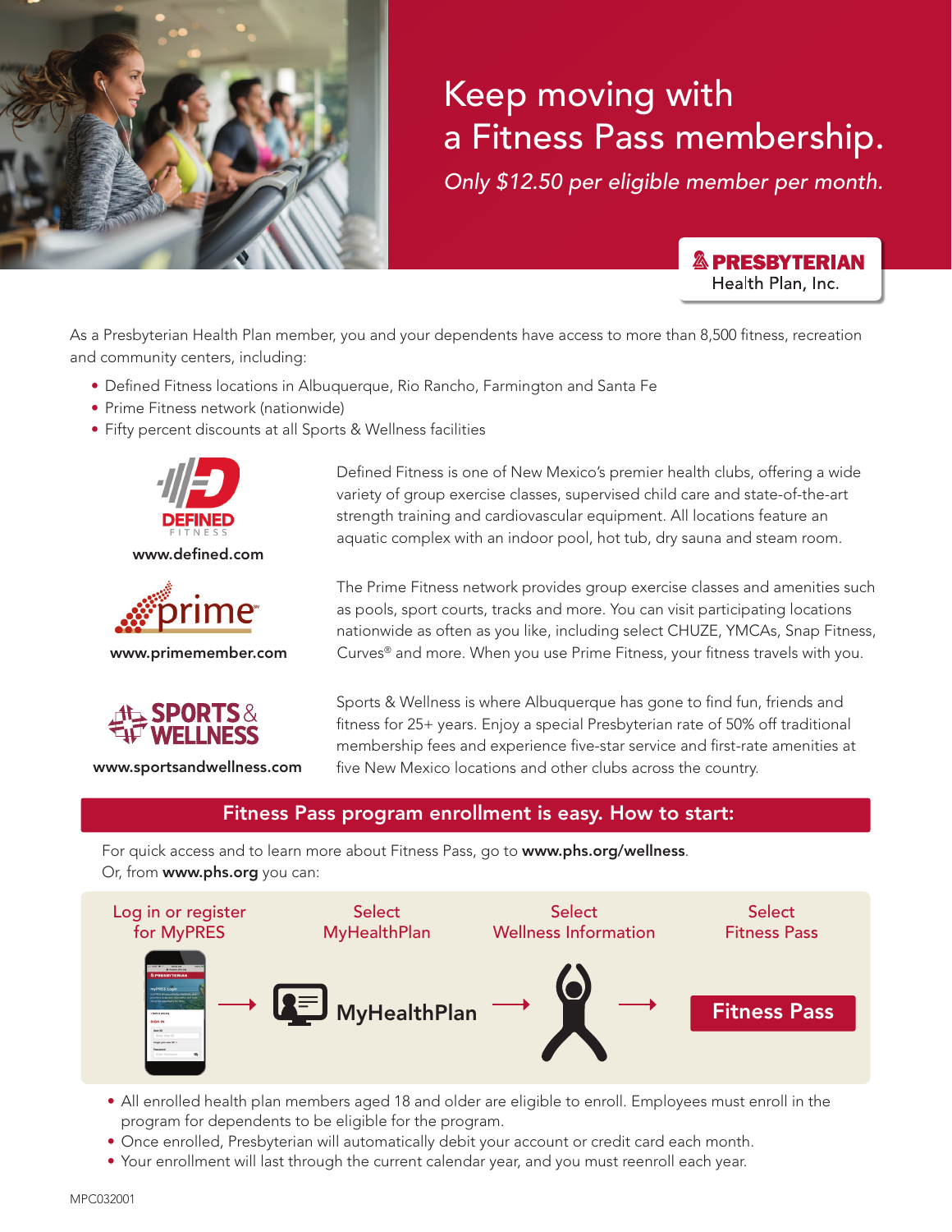# Keep moving with a Fitness Pass membership.

*Only $12.50 per eligible member per month.*

**PRESBYTERIAN**
Health Plan, Inc.

As a Presbyterian Health Plan member, you and your dependents have access to more than 8,500 fitness, recreation and community centers, including:

- Defined Fitness locations in Albuquerque, Rio Rancho, Farmington and Santa Fe
- Prime Fitness network (nationwide)
- Fifty percent discounts at all Sports & Wellness facilities

**DEFINED FITNESS**

**www.defined.com**

Defined Fitness is one of New Mexico's premier health clubs, offering a wide variety of group exercise classes, supervised child care and state-of-the-art strength training and cardiovascular equipment. All locations feature an aquatic complex with an indoor pool, hot tub, dry sauna and steam room.

**prime**

**www.primemember.com**

The Prime Fitness network provides group exercise classes and amenities such as pools, sport courts, tracks and more. You can visit participating locations nationwide as often as you like, including select CHUZE, YMCAs, Snap Fitness, Curves® and more. When you use Prime Fitness, your fitness travels with you.

**SPORTS & WELLNESS**

**www.sportsandwellness.com**

Sports & Wellness is where Albuquerque has gone to find fun, friends and fitness for 25+ years. Enjoy a special Presbyterian rate of 50% off traditional membership fees and experience five-star service and first-rate amenities at five New Mexico locations and other clubs across the country.

## Fitness Pass program enrollment is easy. How to start:

For quick access and to learn more about Fitness Pass, go to **www.phs.org/wellness**.
Or, from **www.phs.org** you can:

Log in or register for MyPRES → Select MyHealthPlan → Select Wellness Information → Select Fitness Pass

- All enrolled health plan members aged 18 and older are eligible to enroll. Employees must enroll in the program for dependents to be eligible for the program.
- Once enrolled, Presbyterian will automatically debit your account or credit card each month.
- Your enrollment will last through the current calendar year, and you must reenroll each year.

MPC032001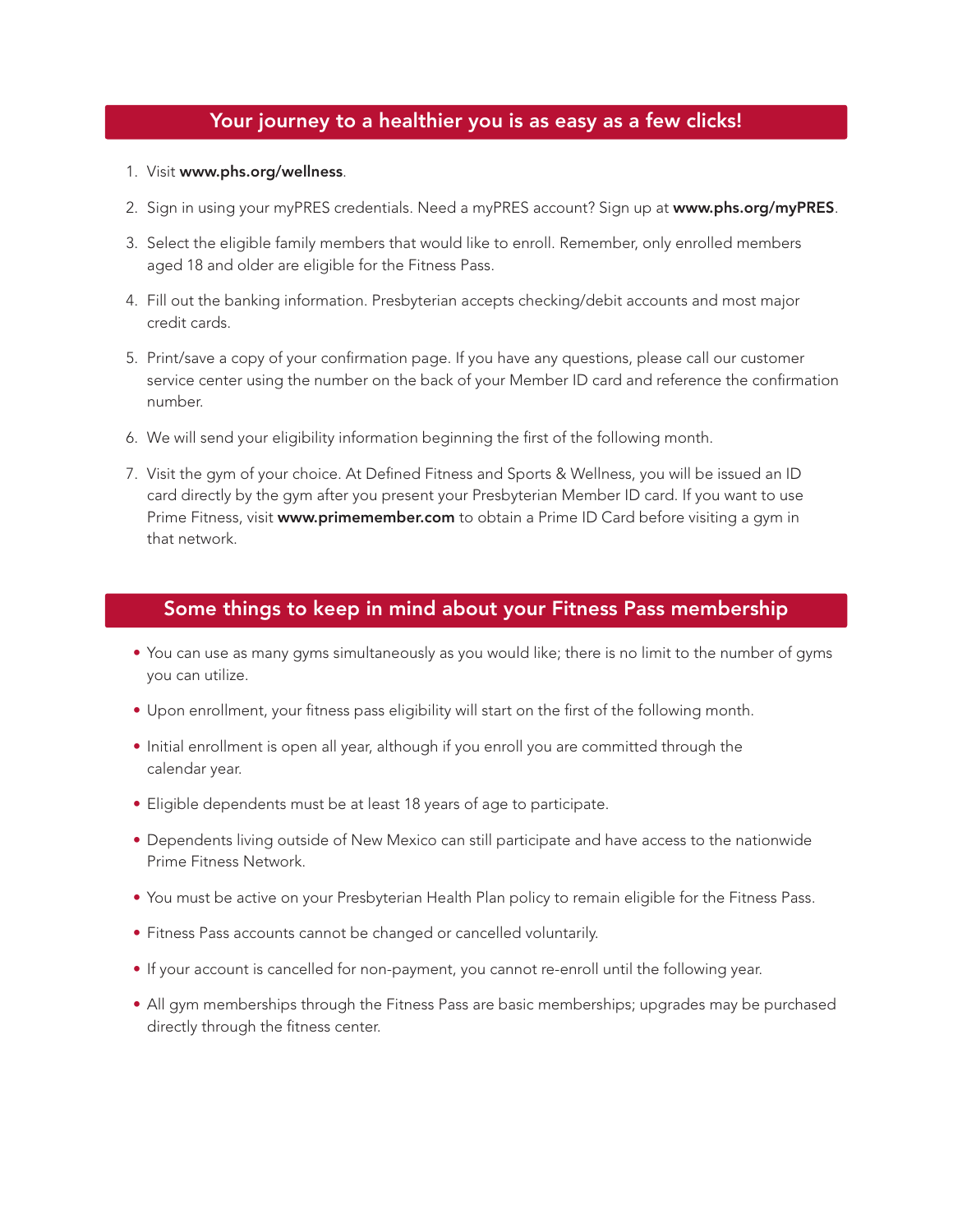## Your journey to a healthier you is as easy as a few clicks!

1. Visit **www.phs.org/wellness**.
2. Sign in using your myPRES credentials. Need a myPRES account? Sign up at **www.phs.org/myPRES**.
3. Select the eligible family members that would like to enroll. Remember, only enrolled members aged 18 and older are eligible for the Fitness Pass.
4. Fill out the banking information. Presbyterian accepts checking/debit accounts and most major credit cards.
5. Print/save a copy of your confirmation page. If you have any questions, please call our customer service center using the number on the back of your Member ID card and reference the confirmation number.
6. We will send your eligibility information beginning the first of the following month.
7. Visit the gym of your choice. At Defined Fitness and Sports & Wellness, you will be issued an ID card directly by the gym after you present your Presbyterian Member ID card. If you want to use Prime Fitness, visit **www.primemember.com** to obtain a Prime ID Card before visiting a gym in that network.

## Some things to keep in mind about your Fitness Pass membership

- You can use as many gyms simultaneously as you would like; there is no limit to the number of gyms you can utilize.
- Upon enrollment, your fitness pass eligibility will start on the first of the following month.
- Initial enrollment is open all year, although if you enroll you are committed through the calendar year.
- Eligible dependents must be at least 18 years of age to participate.
- Dependents living outside of New Mexico can still participate and have access to the nationwide Prime Fitness Network.
- You must be active on your Presbyterian Health Plan policy to remain eligible for the Fitness Pass.
- Fitness Pass accounts cannot be changed or cancelled voluntarily.
- If your account is cancelled for non-payment, you cannot re-enroll until the following year.
- All gym memberships through the Fitness Pass are basic memberships; upgrades may be purchased directly through the fitness center.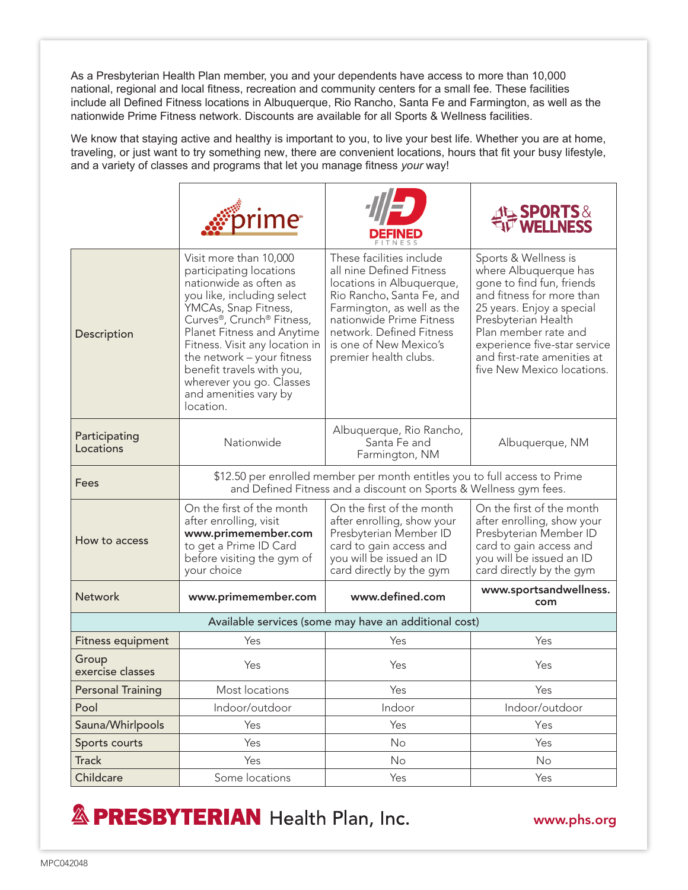As a Presbyterian Health Plan member, you and your dependents have access to more than 10,000 national, regional and local fitness, recreation and community centers for a small fee. These facilities include all Defined Fitness locations in Albuquerque, Rio Rancho, Santa Fe and Farmington, as well as the nationwide Prime Fitness network. Discounts are available for all Sports & Wellness facilities.

We know that staying active and healthy is important to you, to live your best life. Whether you are at home, traveling, or just want to try something new, there are convenient locations, hours that fit your busy lifestyle, and a variety of classes and programs that let you manage fitness *your* way!

| | prime | DEFINED FITNESS | SPORTS & WELLNESS |
|---|---|---|---|
| Description | Visit more than 10,000 participating locations nationwide as often as you like, including select YMCAs, Snap Fitness, Curves®, Crunch® Fitness, Planet Fitness and Anytime Fitness. Visit any location in the network – your fitness benefit travels with you, wherever you go. Classes and amenities vary by location. | These facilities include all nine Defined Fitness locations in Albuquerque, Rio Rancho, Santa Fe, and Farmington, as well as the nationwide Prime Fitness network. Defined Fitness is one of New Mexico's premier health clubs. | Sports & Wellness is where Albuquerque has gone to find fun, friends and fitness for more than 25 years. Enjoy a special Presbyterian Health Plan member rate and experience five-star service and first-rate amenities at five New Mexico locations. |
| Participating Locations | Nationwide | Albuquerque, Rio Rancho, Santa Fe and Farmington, NM | Albuquerque, NM |
| Fees | $12.50 per enrolled member per month entitles you to full access to Prime and Defined Fitness and a discount on Sports & Wellness gym fees. | | |
| How to access | On the first of the month after enrolling, visit **www.primemember.com** to get a Prime ID Card before visiting the gym of your choice | On the first of the month after enrolling, show your Presbyterian Member ID card to gain access and you will be issued an ID card directly by the gym | On the first of the month after enrolling, show your Presbyterian Member ID card to gain access and you will be issued an ID card directly by the gym |
| Network | **www.primemember.com** | **www.defined.com** | **www.sportsandwellness.com** |
| Available services (some may have an additional cost) | | | |
| Fitness equipment | Yes | Yes | Yes |
| Group exercise classes | Yes | Yes | Yes |
| Personal Training | Most locations | Yes | Yes |
| Pool | Indoor/outdoor | Indoor | Indoor/outdoor |
| Sauna/Whirlpools | Yes | Yes | Yes |
| Sports courts | Yes | No | Yes |
| Track | Yes | No | No |
| Childcare | Some locations | Yes | Yes |

**PRESBYTERIAN** Health Plan, Inc.

www.phs.org

MPC042048